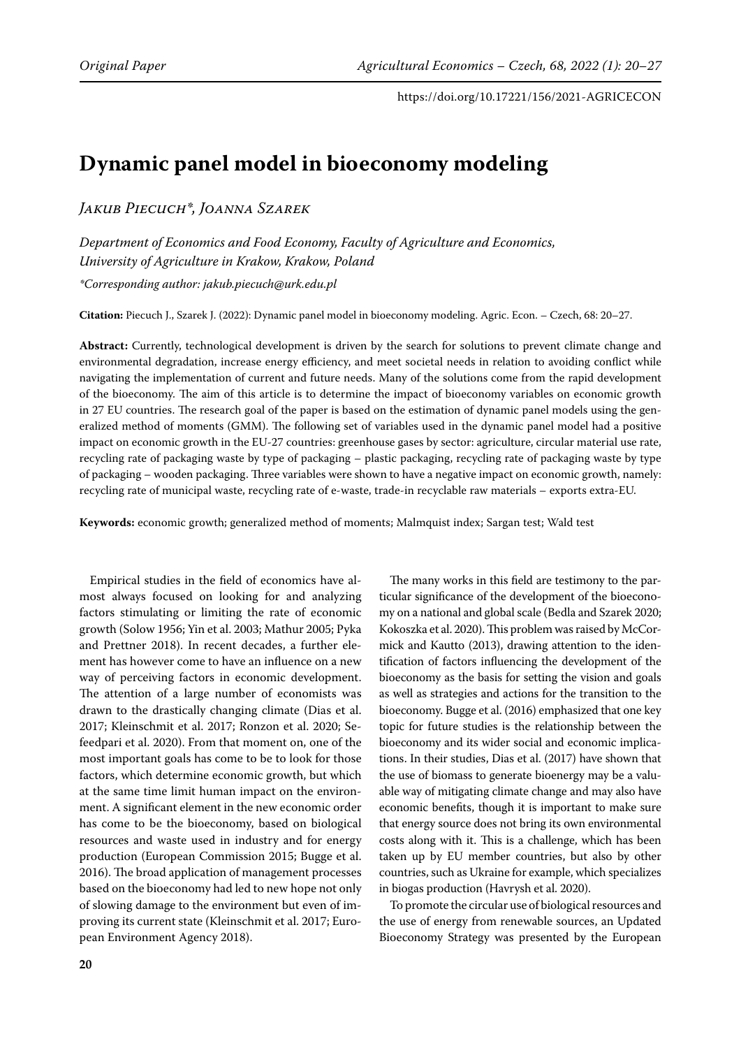Original Paper

# Dynamic panel model in bioeconomy modeling

*Jakub Piecuch\*, Joanna Szarek*

*Department of Economics and Food Economy, Faculty of Agriculture and Economics, University of Agriculture in Krakow, Krakow, Poland*

*\*Corresponding author: jakub.piecuch@urk.edu.pl*

**Citation:** Piecuch J., Szarek J. (2022): Dynamic panel model in bioeconomy modeling. Agric. Econ. – Czech, 68: 20–27.

**Abstract:** Currently, technological development is driven by the search for solutions to prevent climate change and environmental degradation, increase energy efficiency, and meet societal needs in relation to avoiding conflict while navigating the implementation of current and future needs. Many of the solutions come from the rapid development of the bioeconomy. The aim of this article is to determine the impact of bioeconomy variables on economic growth in 27 EU countries. The research goal of the paper is based on the estimation of dynamic panel models using the generalized method of moments (GMM). The following set of variables used in the dynamic panel model had a positive impact on economic growth in the EU-27 countries: greenhouse gases by sector: agriculture, circular material use rate, recycling rate of packaging waste by type of packaging – plastic packaging, recycling rate of packaging waste by type of packaging – wooden packaging. Three variables were shown to have a negative impact on economic growth, namely: recycling rate of municipal waste, recycling rate of e-waste, trade-in recyclable raw materials – exports extra-EU.

**Keywords:** economic growth; generalized method of moments; Malmquist index; Sargan test; Wald test

Empirical studies in the field of economics have almost always focused on looking for and analyzing factors stimulating or limiting the rate of economic growth (Solow 1956; Yin et al. 2003; Mathur 2005; Pyka and Prettner 2018). In recent decades, a further element has however come to have an influence on a new way of perceiving factors in economic development. The attention of a large number of economists was drawn to the drastically changing climate (Dias et al. 2017; Kleinschmit et al. 2017; Ronzon et al. 2020; Sefeedpari et al. 2020). From that moment on, one of the most important goals has come to be to look for those factors, which determine economic growth, but which at the same time limit human impact on the environment. A significant element in the new economic order has come to be the bioeconomy, based on biological resources and waste used in industry and for energy production (European Commission 2015; Bugge et al. 2016). The broad application of management processes based on the bioeconomy had led to new hope not only of slowing damage to the environment but even of improving its current state (Kleinschmit et al. 2017; European Environment Agency 2018).

The many works in this field are testimony to the particular significance of the development of the bioeconomy on a national and global scale (Bedla and Szarek 2020; Kokoszka et al. 2020). This problem was raised by McCormick and Kautto (2013), drawing attention to the identification of factors influencing the development of the bioeconomy as the basis for setting the vision and goals as well as strategies and actions for the transition to the bioeconomy. Bugge et al. (2016) emphasized that one key topic for future studies is the relationship between the bioeconomy and its wider social and economic implications. In their studies, Dias et al. (2017) have shown that the use of biomass to generate bioenergy may be a valuable way of mitigating climate change and may also have economic benefits, though it is important to make sure that energy source does not bring its own environmental costs along with it. This is a challenge, which has been taken up by EU member countries, but also by other countries, such as Ukraine for example, which specializes in biogas production (Havrysh et al. 2020).

To promote the circular use of biological resources and the use of energy from renewable sources, an Updated Bioeconomy Strategy was presented by the European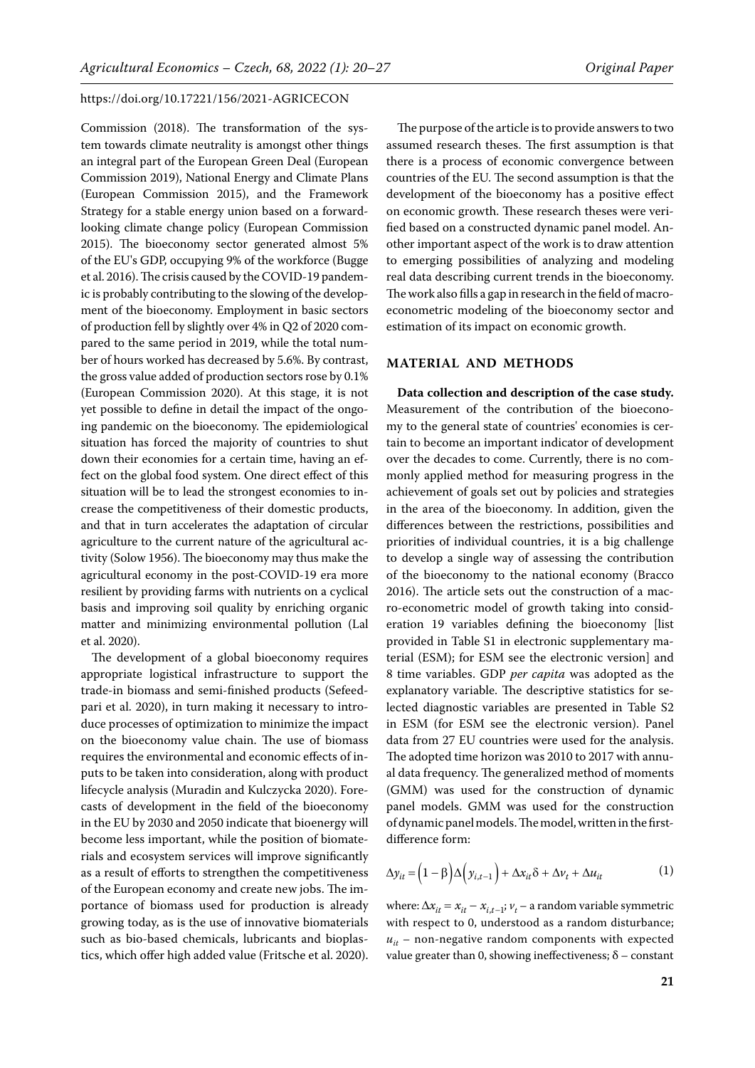Commission (2018). The transformation of the system towards climate neutrality is amongst other things an integral part of the European Green Deal (European Commission 2019), National Energy and Climate Plans (European Commission 2015), and the Framework Strategy for a stable energy union based on a forward-looking climate change policy (European Commission 2015). The bioeconomy sector generated almost 5% of the EU's GDP, occupying 9% of the workforce (Bugge et al. 2016). The crisis caused by the COVID-19 pandemic is probably contributing to the slowing of the development of the bioeconomy. Employment in basic sectors of production fell by slightly over 4% in Q2 of 2020 compared to the same period in 2019, while the total number of hours worked has decreased by 5.6%. By contrast, the gross value added of production sectors rose by 0.1% (European Commission 2020). At this stage, it is not yet possible to define in detail the impact of the ongoing pandemic on the bioeconomy. The epidemiological situation has forced the majority of countries to shut down their economies for a certain time, having an effect on the global food system. One direct effect of this situation will be to lead the strongest economies to increase the competitiveness of their domestic products, and that in turn accelerates the adaptation of circular agriculture to the current nature of the agricultural activity (Solow 1956). The bioeconomy may thus make the agricultural economy in the post-COVID-19 era more resilient by providing farms with nutrients on a cyclical basis and improving soil quality by enriching organic matter and minimizing environmental pollution (Lal et al. 2020).

The development of a global bioeconomy requires appropriate logistical infrastructure to support the trade-in biomass and semi-finished products (Sefeedpari et al. 2020), in turn making it necessary to introduce processes of optimization to minimize the impact on the bioeconomy value chain. The use of biomass requires the environmental and economic effects of inputs to be taken into consideration, along with product lifecycle analysis (Muradin and Kulczycka 2020). Forecasts of development in the field of the bioeconomy in the EU by 2030 and 2050 indicate that bioenergy will become less important, while the position of biomaterials and ecosystem services will improve significantly as a result of efforts to strengthen the competitiveness of the European economy and create new jobs. The importance of biomass used for production is already growing today, as is the use of innovative biomaterials such as bio-based chemicals, lubricants and bioplastics, which offer high added value (Fritsche et al. 2020).

The purpose of the article is to provide answers to two assumed research theses. The first assumption is that there is a process of economic convergence between countries of the EU. The second assumption is that the development of the bioeconomy has a positive effect on economic growth. These research theses were verified based on a constructed dynamic panel model. Another important aspect of the work is to draw attention to emerging possibilities of analyzing and modeling real data describing current trends in the bioeconomy. The work also fills a gap in research in the field of macroeconometric modeling of the bioeconomy sector and estimation of its impact on economic growth.

## MATERIAL AND METHODS

**Data collection and description of the case study.** Measurement of the contribution of the bioeconomy to the general state of countries' economies is certain to become an important indicator of development over the decades to come. Currently, there is no commonly applied method for measuring progress in the achievement of goals set out by policies and strategies in the area of the bioeconomy. In addition, given the differences between the restrictions, possibilities and priorities of individual countries, it is a big challenge to develop a single way of assessing the contribution of the bioeconomy to the national economy (Bracco 2016). The article sets out the construction of a macro-econometric model of growth taking into consideration 19 variables defining the bioeconomy [list provided in Table S1 in electronic supplementary material (ESM); for ESM see the electronic version] and 8 time variables. GDP *per capita* was adopted as the explanatory variable. The descriptive statistics for selected diagnostic variables are presented in Table S2 in ESM (for ESM see the electronic version). Panel data from 27 EU countries were used for the analysis. The adopted time horizon was 2010 to 2017 with annual data frequency. The generalized method of moments (GMM) was used for the construction of dynamic panel models. GMM was used for the construction of dynamic panel models. The model, written in the first-difference form:

$$\Delta y_{it} = \left(1 - \beta\right)\Delta\left(y_{i,t-1}\right) + \Delta x_{it}\delta + \Delta v_t + \Delta u_{it} \tag{1}$$

where: $\Delta x_{it} = x_{it} - x_{i,t-1}$; $v_t$ – a random variable symmetric with respect to 0, understood as a random disturbance; $u_{it}$ – non-negative random components with expected value greater than 0, showing ineffectiveness; $\delta$ – constant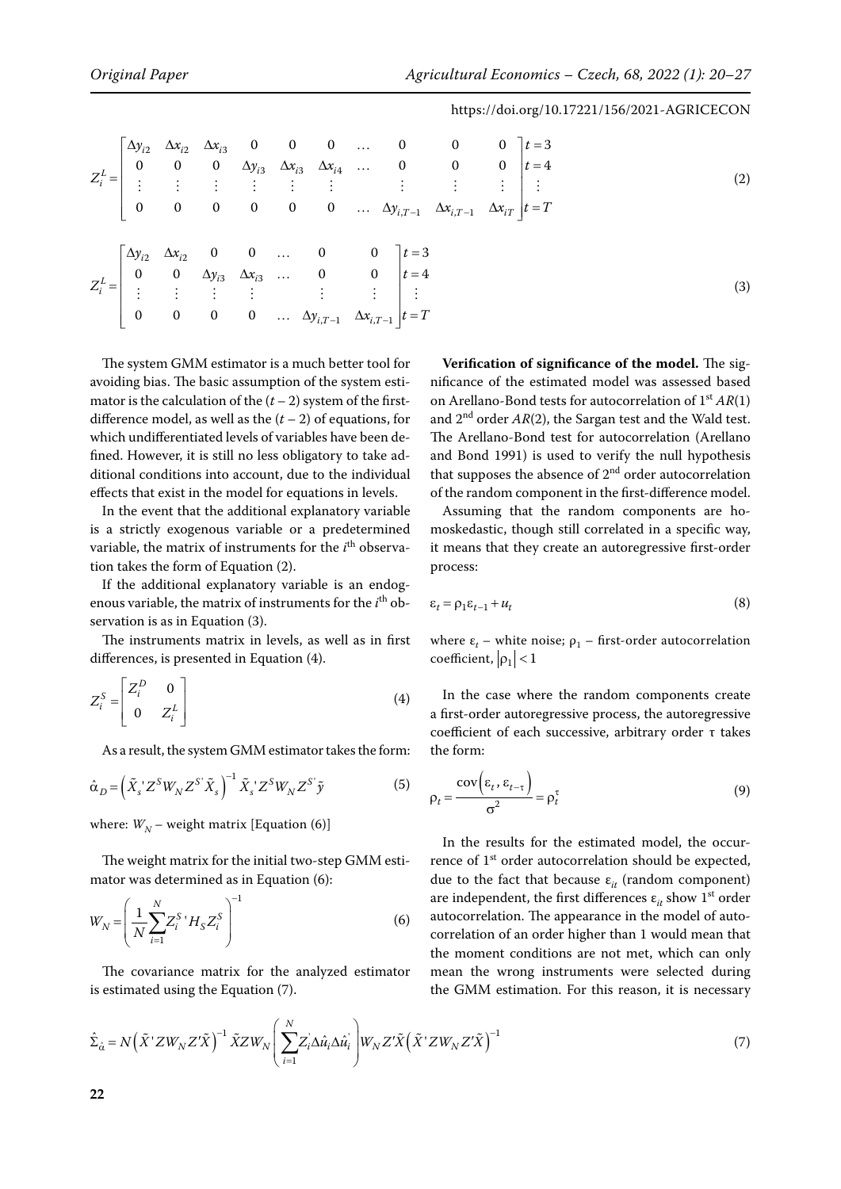$$Z_i^L = \begin{bmatrix} \Delta y_{i2} & \Delta x_{i2} & \Delta x_{i3} & 0 & 0 & 0 & \dots & 0 & 0 & 0 \\ 0 & 0 & 0 & \Delta y_{i3} & \Delta x_{i3} & \Delta x_{i4} & \dots & 0 & 0 & 0 \\ \vdots & \vdots & \vdots & \vdots & \vdots & \vdots & & \vdots & \vdots & \vdots \\ 0 & 0 & 0 & 0 & 0 & 0 & \dots & \Delta y_{i,T-1} & \Delta x_{i,T-1} & \Delta x_{iT} \end{bmatrix} \begin{matrix} t=3 \\ t=4 \\ \vdots \\ t=T \end{matrix} \tag{2}$$

$$Z_i^L = \begin{bmatrix} \Delta y_{i2} & \Delta x_{i2} & 0 & 0 & \dots & 0 & 0 \\ 0 & 0 & \Delta y_{i3} & \Delta x_{i3} & \dots & 0 & 0 \\ \vdots & \vdots & \vdots & \vdots & & \vdots & \vdots \\ 0 & 0 & 0 & 0 & \dots & \Delta y_{i,T-1} & \Delta x_{i,T-1} \end{bmatrix} \begin{matrix} t=3 \\ t=4 \\ \vdots \\ t=T \end{matrix} \tag{3}$$

The system GMM estimator is a much better tool for avoiding bias. The basic assumption of the system estimator is the calculation of the $(t-2)$ system of the first-difference model, as well as the $(t-2)$ of equations, for which undifferentiated levels of variables have been defined. However, it is still no less obligatory to take additional conditions into account, due to the individual effects that exist in the model for equations in levels.

In the event that the additional explanatory variable is a strictly exogenous variable or a predetermined variable, the matrix of instruments for the $i^{th}$ observation takes the form of Equation (2).

If the additional explanatory variable is an endogenous variable, the matrix of instruments for the $i^{th}$ observation is as in Equation (3).

The instruments matrix in levels, as well as in first differences, is presented in Equation (4).

$$Z_i^S = \begin{bmatrix} Z_i^D & 0 \\ 0 & Z_i^L \end{bmatrix} \tag{4}$$

As a result, the system GMM estimator takes the form:

$$\hat{\alpha}_D = \left(\tilde{X}_s' Z^S W_N Z^{S'} \tilde{X}_s\right)^{-1} \tilde{X}_s' Z^S W_N Z^{S'} \tilde{y} \tag{5}$$

where: $W_N$ – weight matrix [Equation (6)]

The weight matrix for the initial two-step GMM estimator was determined as in Equation (6):

$$W_N = \left(\frac{1}{N}\sum_{i=1}^{N} Z_i^{S}{}' H_S Z_i^S\right)^{-1} \tag{6}$$

The covariance matrix for the analyzed estimator is estimated using the Equation (7).

**Verification of significance of the model.** The significance of the estimated model was assessed based on Arellano-Bond tests for autocorrelation of 1st $AR(1)$ and 2nd order $AR(2)$, the Sargan test and the Wald test. The Arellano-Bond test for autocorrelation (Arellano and Bond 1991) is used to verify the null hypothesis that supposes the absence of 2nd order autocorrelation of the random component in the first-difference model.

Assuming that the random components are homoskedastic, though still correlated in a specific way, it means that they create an autoregressive first-order process:

$$\varepsilon_t = \rho_1 \varepsilon_{t-1} + u_t \tag{8}$$

where $\varepsilon_t$ – white noise; $\rho_1$ – first-order autocorrelation coefficient, $|\rho_1| < 1$

In the case where the random components create a first-order autoregressive process, the autoregressive coefficient of each successive, arbitrary order $\tau$ takes the form:

$$\rho_t = \frac{\text{cov}\left(\varepsilon_t, \varepsilon_{t-\tau}\right)}{\sigma^2} = \rho_t^{\tau} \tag{9}$$

In the results for the estimated model, the occurrence of 1st order autocorrelation should be expected, due to the fact that because $\varepsilon_{it}$ (random component) are independent, the first differences $\varepsilon_{it}$ show 1st order autocorrelation. The appearance in the model of autocorrelation of an order higher than 1 would mean that the moment conditions are not met, which can only mean the wrong instruments were selected during the GMM estimation. For this reason, it is necessary

$$\hat{\Sigma}_{\hat{\alpha}} = N\left(\tilde{X}' Z W_N Z' \tilde{X}\right)^{-1} \tilde{X} Z W_N \left(\sum_{i=1}^{N} Z_i' \Delta \hat{u}_i \Delta \hat{u}_i'\right) W_N Z' \tilde{X} \left(\tilde{X}' Z W_N Z' \tilde{X}\right)^{-1} \tag{7}$$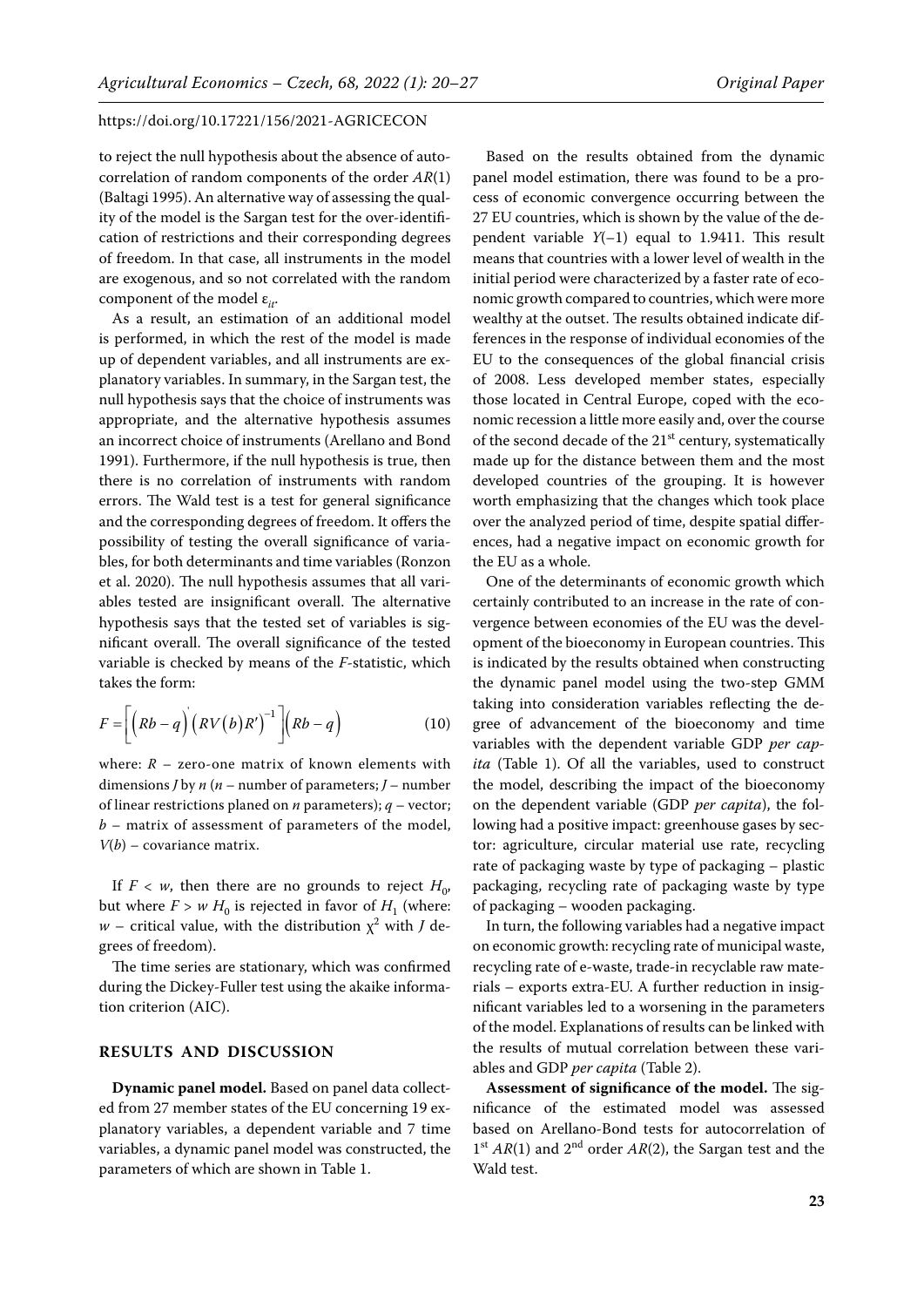to reject the null hypothesis about the absence of autocorrelation of random components of the order $AR(1)$ (Baltagi 1995). An alternative way of assessing the quality of the model is the Sargan test for the over-identification of restrictions and their corresponding degrees of freedom. In that case, all instruments in the model are exogenous, and so not correlated with the random component of the model $\varepsilon_{it}$.

As a result, an estimation of an additional model is performed, in which the rest of the model is made up of dependent variables, and all instruments are explanatory variables. In summary, in the Sargan test, the null hypothesis says that the choice of instruments was appropriate, and the alternative hypothesis assumes an incorrect choice of instruments (Arellano and Bond 1991). Furthermore, if the null hypothesis is true, then there is no correlation of instruments with random errors. The Wald test is a test for general significance and the corresponding degrees of freedom. It offers the possibility of testing the overall significance of variables, for both determinants and time variables (Ronzon et al. 2020). The null hypothesis assumes that all variables tested are insignificant overall. The alternative hypothesis says that the tested set of variables is significant overall. The overall significance of the tested variable is checked by means of the $F$-statistic, which takes the form:

$$F = \left[\left(Rb - q\right)^{'}\left(RV\left(b\right)R'\right)^{-1}\right]\left(Rb - q\right) \tag{10}$$

where: $R$ – zero-one matrix of known elements with dimensions $J$ by $n$ ($n$ – number of parameters; $J$ – number of linear restrictions planed on $n$ parameters); $q$ – vector; $b$ – matrix of assessment of parameters of the model, $V(b)$ – covariance matrix.

If $F < w$, then there are no grounds to reject $H_0$, but where $F > w$ $H_0$ is rejected in favor of $H_1$ (where: $w$ – critical value, with the distribution $\chi^2$ with $J$ degrees of freedom).

The time series are stationary, which was confirmed during the Dickey-Fuller test using the akaike information criterion (AIC).

## RESULTS AND DISCUSSION

**Dynamic panel model.** Based on panel data collected from 27 member states of the EU concerning 19 explanatory variables, a dependent variable and 7 time variables, a dynamic panel model was constructed, the parameters of which are shown in Table 1.

Based on the results obtained from the dynamic panel model estimation, there was found to be a process of economic convergence occurring between the 27 EU countries, which is shown by the value of the dependent variable $Y(-1)$ equal to 1.9411. This result means that countries with a lower level of wealth in the initial period were characterized by a faster rate of economic growth compared to countries, which were more wealthy at the outset. The results obtained indicate differences in the response of individual economies of the EU to the consequences of the global financial crisis of 2008. Less developed member states, especially those located in Central Europe, coped with the economic recession a little more easily and, over the course of the second decade of the 21st century, systematically made up for the distance between them and the most developed countries of the grouping. It is however worth emphasizing that the changes which took place over the analyzed period of time, despite spatial differences, had a negative impact on economic growth for the EU as a whole.

One of the determinants of economic growth which certainly contributed to an increase in the rate of convergence between economies of the EU was the development of the bioeconomy in European countries. This is indicated by the results obtained when constructing the dynamic panel model using the two-step GMM taking into consideration variables reflecting the degree of advancement of the bioeconomy and time variables with the dependent variable GDP *per capita* (Table 1). Of all the variables, used to construct the model, describing the impact of the bioeconomy on the dependent variable (GDP *per capita*), the following had a positive impact: greenhouse gases by sector: agriculture, circular material use rate, recycling rate of packaging waste by type of packaging – plastic packaging, recycling rate of packaging waste by type of packaging – wooden packaging.

In turn, the following variables had a negative impact on economic growth: recycling rate of municipal waste, recycling rate of e-waste, trade-in recyclable raw materials – exports extra-EU. A further reduction in insignificant variables led to a worsening in the parameters of the model. Explanations of results can be linked with the results of mutual correlation between these variables and GDP *per capita* (Table 2).

**Assessment of significance of the model.** The significance of the estimated model was assessed based on Arellano-Bond tests for autocorrelation of 1st $AR(1)$ and 2nd order $AR(2)$, the Sargan test and the Wald test.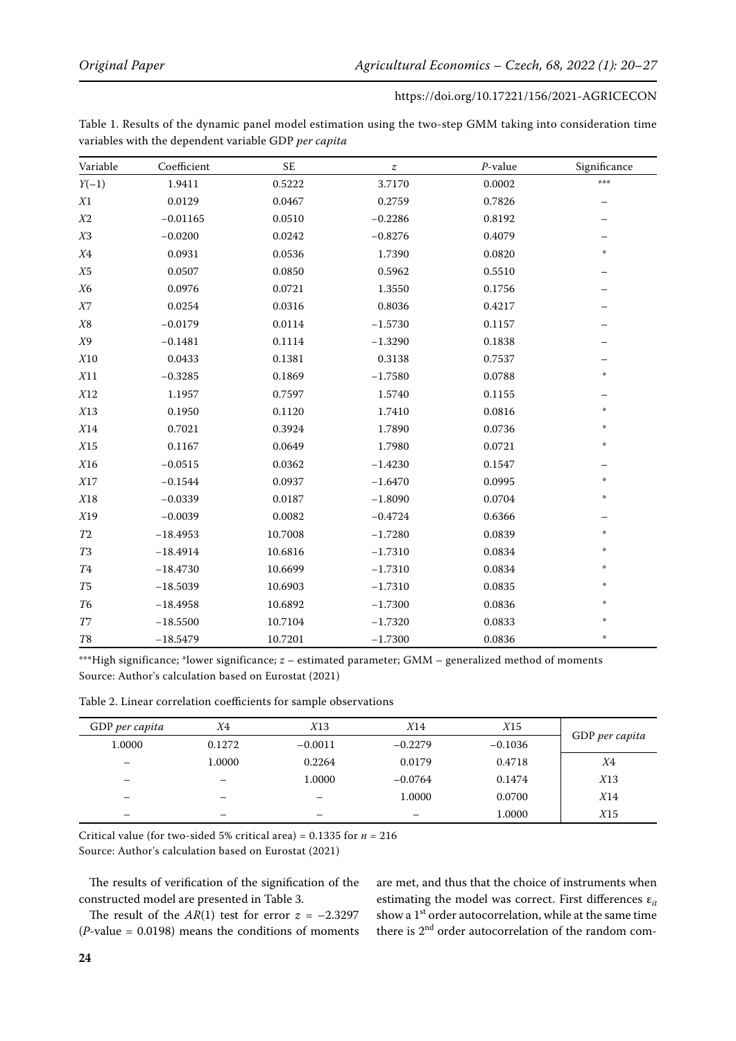Table 1. Results of the dynamic panel model estimation using the two-step GMM taking into consideration time variables with the dependent variable GDP *per capita*

| Variable | Coefficient | SE | $z$ | $P$-value | Significance |
|---|---|---|---|---|---|
| $Y(-1)$ | 1.9411 | 0.5222 | 3.7170 | 0.0002 | *** |
| $X1$ | 0.0129 | 0.0467 | 0.2759 | 0.7826 | – |
| $X2$ | −0.01165 | 0.0510 | −0.2286 | 0.8192 | – |
| $X3$ | −0.0200 | 0.0242 | −0.8276 | 0.4079 | – |
| $X4$ | 0.0931 | 0.0536 | 1.7390 | 0.0820 | * |
| $X5$ | 0.0507 | 0.0850 | 0.5962 | 0.5510 | – |
| $X6$ | 0.0976 | 0.0721 | 1.3550 | 0.1756 | – |
| $X7$ | 0.0254 | 0.0316 | 0.8036 | 0.4217 | – |
| $X8$ | −0.0179 | 0.0114 | −1.5730 | 0.1157 | – |
| $X9$ | −0.1481 | 0.1114 | −1.3290 | 0.1838 | – |
| $X10$ | 0.0433 | 0.1381 | 0.3138 | 0.7537 | – |
| $X11$ | −0.3285 | 0.1869 | −1.7580 | 0.0788 | * |
| $X12$ | 1.1957 | 0.7597 | 1.5740 | 0.1155 | – |
| $X13$ | 0.1950 | 0.1120 | 1.7410 | 0.0816 | * |
| $X14$ | 0.7021 | 0.3924 | 1.7890 | 0.0736 | * |
| $X15$ | 0.1167 | 0.0649 | 1.7980 | 0.0721 | * |
| $X16$ | −0.0515 | 0.0362 | −1.4230 | 0.1547 | – |
| $X17$ | −0.1544 | 0.0937 | −1.6470 | 0.0995 | * |
| $X18$ | −0.0339 | 0.0187 | −1.8090 | 0.0704 | * |
| $X19$ | −0.0039 | 0.0082 | −0.4724 | 0.6366 | – |
| $T2$ | −18.4953 | 10.7008 | −1.7280 | 0.0839 | * |
| $T3$ | −18.4914 | 10.6816 | −1.7310 | 0.0834 | * |
| $T4$ | −18.4730 | 10.6699 | −1.7310 | 0.0834 | * |
| $T5$ | −18.5039 | 10.6903 | −1.7310 | 0.0835 | * |
| $T6$ | −18.4958 | 10.6892 | −1.7300 | 0.0836 | * |
| $T7$ | −18.5500 | 10.7104 | −1.7320 | 0.0833 | * |
| $T8$ | −18.5479 | 10.7201 | −1.7300 | 0.0836 | * |

***High significance; *lower significance; $z$ – estimated parameter; GMM – generalized method of moments
Source: Author's calculation based on Eurostat (2021)

Table 2. Linear correlation coefficients for sample observations

| GDP *per capita* | $X4$ | $X13$ | $X14$ | $X15$ | |
|---|---|---|---|---|---|
| 1.0000 | 0.1272 | −0.0011 | −0.2279 | −0.1036 | GDP *per capita* |
| – | 1.0000 | 0.2264 | 0.0179 | 0.4718 | $X4$ |
| – | – | 1.0000 | −0.0764 | 0.1474 | $X13$ |
| – | – | – | 1.0000 | 0.0700 | $X14$ |
| – | – | – | – | 1.0000 | $X15$ |

Critical value (for two-sided 5% critical area) = 0.1335 for $n$ = 216
Source: Author's calculation based on Eurostat (2021)

The results of verification of the signification of the constructed model are presented in Table 3.

The result of the $AR(1)$ test for error $z$ = −2.3297 ($P$-value = 0.0198) means the conditions of moments are met, and thus that the choice of instruments when estimating the model was correct. First differences $\varepsilon_{it}$ show a 1[st] order autocorrelation, while at the same time there is 2[nd] order autocorrelation of the random com-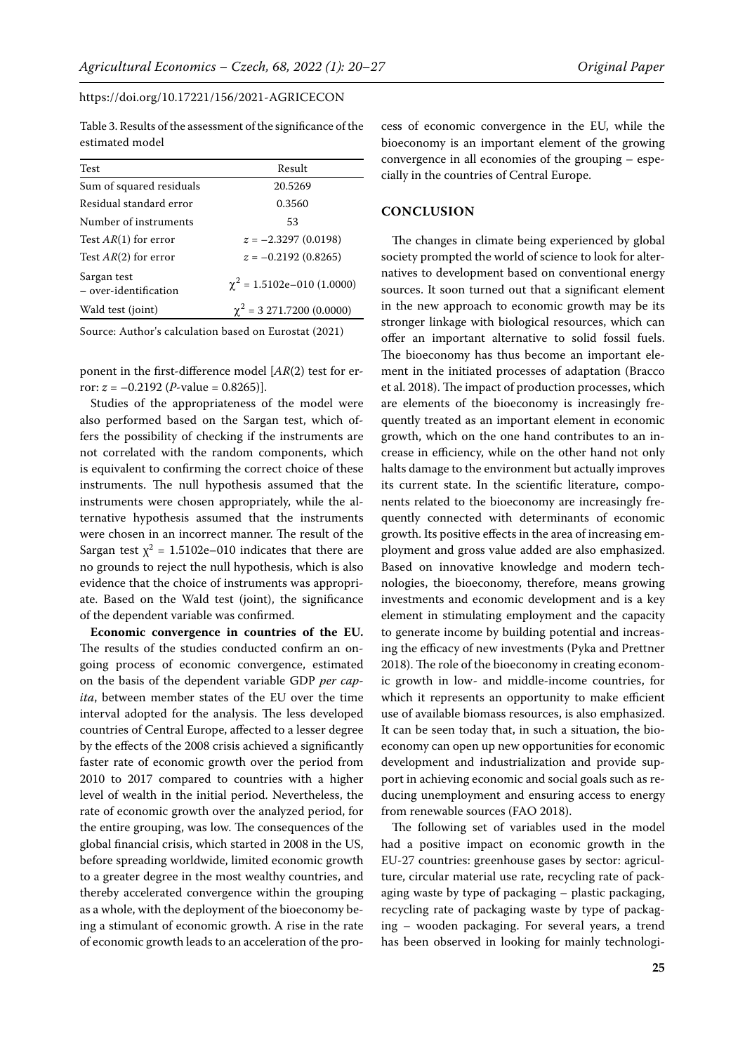Table 3. Results of the assessment of the significance of the estimated model

| Test | Result |
|---|---|
| Sum of squared residuals | 20.5269 |
| Residual standard error | 0.3560 |
| Number of instruments | 53 |
| Test $AR(1)$ for error | $z = -2.3297$ (0.0198) |
| Test $AR(2)$ for error | $z = -0.2192$ (0.8265) |
| Sargan test – over-identification | $\chi^2 = 1.5102e{-}010$ (1.0000) |
| Wald test (joint) | $\chi^2 = 3\,271.7200$ (0.0000) |

Source: Author's calculation based on Eurostat (2021)

ponent in the first-difference model [$AR(2)$ test for error: $z = -0.2192$ ($P$-value = 0.8265)].

Studies of the appropriateness of the model were also performed based on the Sargan test, which offers the possibility of checking if the instruments are not correlated with the random components, which is equivalent to confirming the correct choice of these instruments. The null hypothesis assumed that the instruments were chosen appropriately, while the alternative hypothesis assumed that the instruments were chosen in an incorrect manner. The result of the Sargan test $\chi^2 = 1.5102e{-}010$ indicates that there are no grounds to reject the null hypothesis, which is also evidence that the choice of instruments was appropriate. Based on the Wald test (joint), the significance of the dependent variable was confirmed.

**Economic convergence in countries of the EU.** The results of the studies conducted confirm an ongoing process of economic convergence, estimated on the basis of the dependent variable GDP *per capita*, between member states of the EU over the time interval adopted for the analysis. The less developed countries of Central Europe, affected to a lesser degree by the effects of the 2008 crisis achieved a significantly faster rate of economic growth over the period from 2010 to 2017 compared to countries with a higher level of wealth in the initial period. Nevertheless, the rate of economic growth over the analyzed period, for the entire grouping, was low. The consequences of the global financial crisis, which started in 2008 in the US, before spreading worldwide, limited economic growth to a greater degree in the most wealthy countries, and thereby accelerated convergence within the grouping as a whole, with the deployment of the bioeconomy being a stimulant of economic growth. A rise in the rate of economic growth leads to an acceleration of the process of economic convergence in the EU, while the bioeconomy is an important element of the growing convergence in all economies of the grouping – especially in the countries of Central Europe.

## CONCLUSION

The changes in climate being experienced by global society prompted the world of science to look for alternatives to development based on conventional energy sources. It soon turned out that a significant element in the new approach to economic growth may be its stronger linkage with biological resources, which can offer an important alternative to solid fossil fuels. The bioeconomy has thus become an important element in the initiated processes of adaptation (Bracco et al. 2018). The impact of production processes, which are elements of the bioeconomy is increasingly frequently treated as an important element in economic growth, which on the one hand contributes to an increase in efficiency, while on the other hand not only halts damage to the environment but actually improves its current state. In the scientific literature, components related to the bioeconomy are increasingly frequently connected with determinants of economic growth. Its positive effects in the area of increasing employment and gross value added are also emphasized. Based on innovative knowledge and modern technologies, the bioeconomy, therefore, means growing investments and economic development and is a key element in stimulating employment and the capacity to generate income by building potential and increasing the efficacy of new investments (Pyka and Prettner 2018). The role of the bioeconomy in creating economic growth in low- and middle-income countries, for which it represents an opportunity to make efficient use of available biomass resources, is also emphasized. It can be seen today that, in such a situation, the bioeconomy can open up new opportunities for economic development and industrialization and provide support in achieving economic and social goals such as reducing unemployment and ensuring access to energy from renewable sources (FAO 2018).

The following set of variables used in the model had a positive impact on economic growth in the EU-27 countries: greenhouse gases by sector: agriculture, circular material use rate, recycling rate of packaging waste by type of packaging – plastic packaging, recycling rate of packaging waste by type of packaging – wooden packaging. For several years, a trend has been observed in looking for mainly technologi-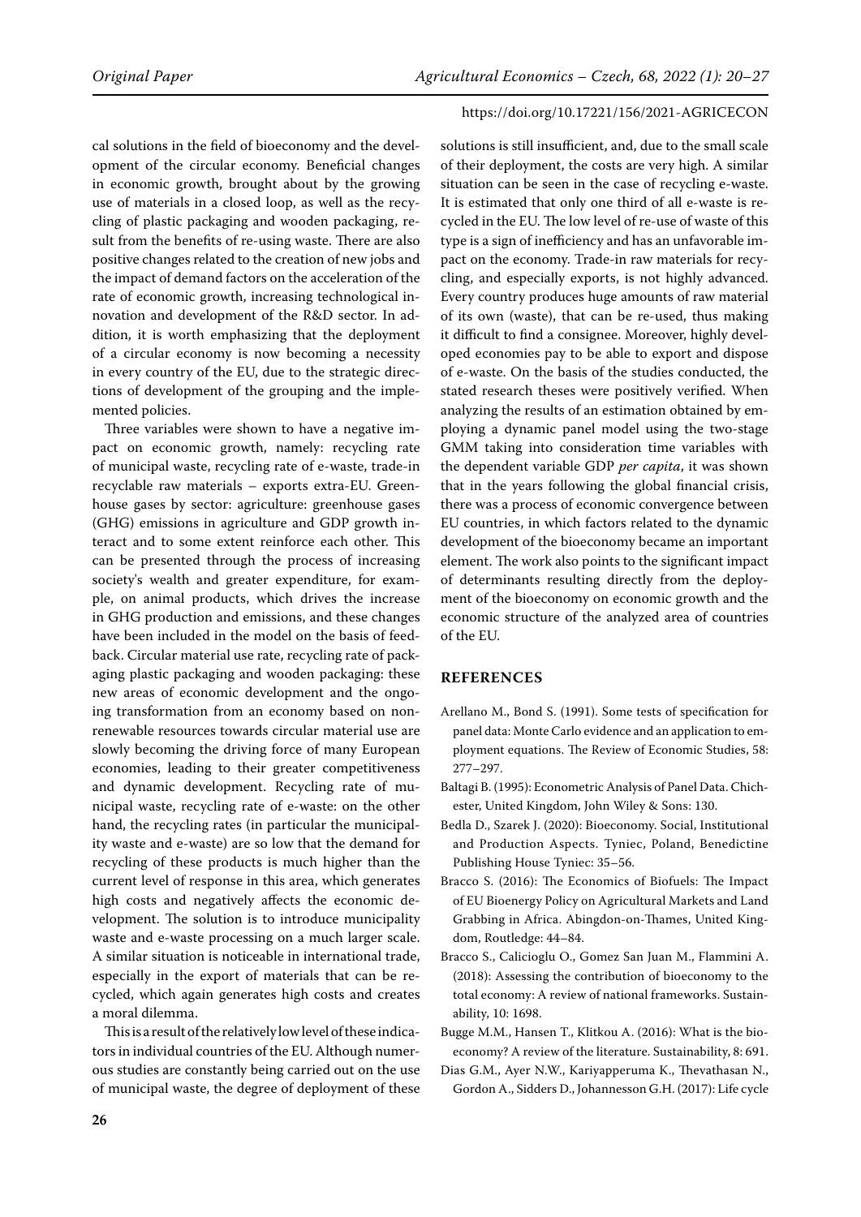cal solutions in the field of bioeconomy and the development of the circular economy. Beneficial changes in economic growth, brought about by the growing use of materials in a closed loop, as well as the recycling of plastic packaging and wooden packaging, result from the benefits of re-using waste. There are also positive changes related to the creation of new jobs and the impact of demand factors on the acceleration of the rate of economic growth, increasing technological innovation and development of the R&D sector. In addition, it is worth emphasizing that the deployment of a circular economy is now becoming a necessity in every country of the EU, due to the strategic directions of development of the grouping and the implemented policies.

Three variables were shown to have a negative impact on economic growth, namely: recycling rate of municipal waste, recycling rate of e-waste, trade-in recyclable raw materials – exports extra-EU. Greenhouse gases by sector: agriculture: greenhouse gases (GHG) emissions in agriculture and GDP growth interact and to some extent reinforce each other. This can be presented through the process of increasing society's wealth and greater expenditure, for example, on animal products, which drives the increase in GHG production and emissions, and these changes have been included in the model on the basis of feedback. Circular material use rate, recycling rate of packaging plastic packaging and wooden packaging: these new areas of economic development and the ongoing transformation from an economy based on nonrenewable resources towards circular material use are slowly becoming the driving force of many European economies, leading to their greater competitiveness and dynamic development. Recycling rate of municipal waste, recycling rate of e-waste: on the other hand, the recycling rates (in particular the municipality waste and e-waste) are so low that the demand for recycling of these products is much higher than the current level of response in this area, which generates high costs and negatively affects the economic development. The solution is to introduce municipality waste and e-waste processing on a much larger scale. A similar situation is noticeable in international trade, especially in the export of materials that can be recycled, which again generates high costs and creates a moral dilemma.

This is a result of the relatively low level of these indicators in individual countries of the EU. Although numerous studies are constantly being carried out on the use of municipal waste, the degree of deployment of these solutions is still insufficient, and, due to the small scale of their deployment, the costs are very high. A similar situation can be seen in the case of recycling e-waste. It is estimated that only one third of all e-waste is recycled in the EU. The low level of re-use of waste of this type is a sign of inefficiency and has an unfavorable impact on the economy. Trade-in raw materials for recycling, and especially exports, is not highly advanced. Every country produces huge amounts of raw material of its own (waste), that can be re-used, thus making it difficult to find a consignee. Moreover, highly developed economies pay to be able to export and dispose of e-waste. On the basis of the studies conducted, the stated research theses were positively verified. When analyzing the results of an estimation obtained by employing a dynamic panel model using the two-stage GMM taking into consideration time variables with the dependent variable GDP *per capita*, it was shown that in the years following the global financial crisis, there was a process of economic convergence between EU countries, in which factors related to the dynamic development of the bioeconomy became an important element. The work also points to the significant impact of determinants resulting directly from the deployment of the bioeconomy on economic growth and the economic structure of the analyzed area of countries of the EU.

## REFERENCES

Arellano M., Bond S. (1991). Some tests of specification for panel data: Monte Carlo evidence and an application to employment equations. The Review of Economic Studies, 58: 277–297.

Baltagi B. (1995): Econometric Analysis of Panel Data. Chichester, United Kingdom, John Wiley & Sons: 130.

Bedla D., Szarek J. (2020): Bioeconomy. Social, Institutional and Production Aspects. Tyniec, Poland, Benedictine Publishing House Tyniec: 35–56.

Bracco S. (2016): The Economics of Biofuels: The Impact of EU Bioenergy Policy on Agricultural Markets and Land Grabbing in Africa. Abingdon-on-Thames, United Kingdom, Routledge: 44–84.

Bracco S., Calicioglu O., Gomez San Juan M., Flammini A. (2018): Assessing the contribution of bioeconomy to the total economy: A review of national frameworks. Sustainability, 10: 1698.

Bugge M.M., Hansen T., Klitkou A. (2016): What is the bioeconomy? A review of the literature. Sustainability, 8: 691.

Dias G.M., Ayer N.W., Kariyapperuma K., Thevathasan N., Gordon A., Sidders D., Johannesson G.H. (2017): Life cycle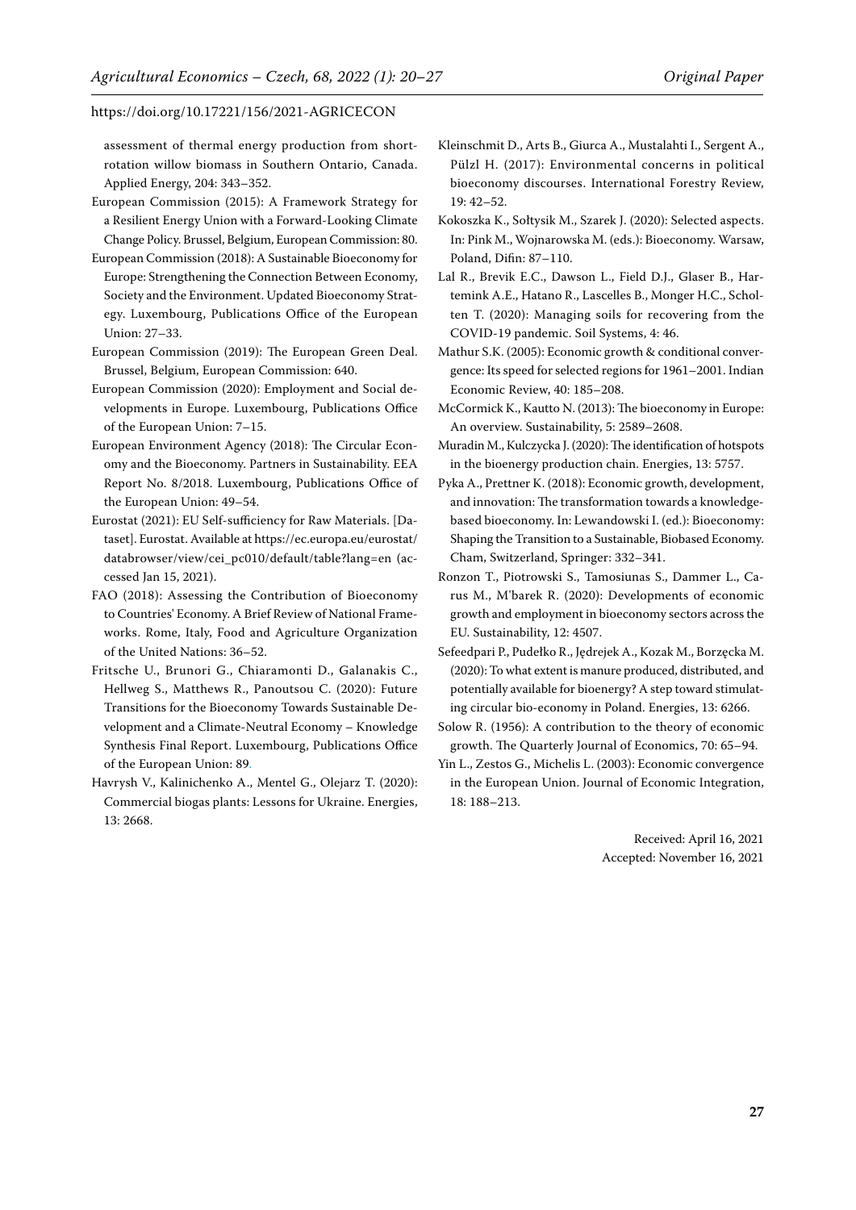assessment of thermal energy production from short-rotation willow biomass in Southern Ontario, Canada. Applied Energy, 204: 343–352.

European Commission (2015): A Framework Strategy for a Resilient Energy Union with a Forward-Looking Climate Change Policy. Brussel, Belgium, European Commission: 80.

European Commission (2018): A Sustainable Bioeconomy for Europe: Strengthening the Connection Between Economy, Society and the Environment. Updated Bioeconomy Strategy. Luxembourg, Publications Office of the European Union: 27–33.

European Commission (2019): The European Green Deal. Brussel, Belgium, European Commission: 640.

European Commission (2020): Employment and Social developments in Europe. Luxembourg, Publications Office of the European Union: 7–15.

European Environment Agency (2018): The Circular Economy and the Bioeconomy. Partners in Sustainability. EEA Report No. 8/2018. Luxembourg, Publications Office of the European Union: 49–54.

Eurostat (2021): EU Self-sufficiency for Raw Materials. [Dataset]. Eurostat. Available at https://ec.europa.eu/eurostat/databrowser/view/cei_pc010/default/table?lang=en (accessed Jan 15, 2021).

FAO (2018): Assessing the Contribution of Bioeconomy to Countries' Economy. A Brief Review of National Frameworks. Rome, Italy, Food and Agriculture Organization of the United Nations: 36–52.

Fritsche U., Brunori G., Chiaramonti D., Galanakis C., Hellweg S., Matthews R., Panoutsou C. (2020): Future Transitions for the Bioeconomy Towards Sustainable Development and a Climate-Neutral Economy – Knowledge Synthesis Final Report. Luxembourg, Publications Office of the European Union: 89.

Havrysh V., Kalinichenko A., Mentel G., Olejarz T. (2020): Commercial biogas plants: Lessons for Ukraine. Energies, 13: 2668.

Kleinschmit D., Arts B., Giurca A., Mustalahti I., Sergent A., Pülzl H. (2017): Environmental concerns in political bioeconomy discourses. International Forestry Review, 19: 42–52.

Kokoszka K., Sołtysik M., Szarek J. (2020): Selected aspects. In: Pink M., Wojnarowska M. (eds.): Bioeconomy. Warsaw, Poland, Difin: 87–110.

Lal R., Brevik E.C., Dawson L., Field D.J., Glaser B., Hartemink A.E., Hatano R., Lascelles B., Monger H.C., Scholten T. (2020): Managing soils for recovering from the COVID-19 pandemic. Soil Systems, 4: 46.

Mathur S.K. (2005): Economic growth & conditional convergence: Its speed for selected regions for 1961–2001. Indian Economic Review, 40: 185–208.

McCormick K., Kautto N. (2013): The bioeconomy in Europe: An overview. Sustainability, 5: 2589–2608.

Muradin M., Kulczycka J. (2020): The identification of hotspots in the bioenergy production chain. Energies, 13: 5757.

Pyka A., Prettner K. (2018): Economic growth, development, and innovation: The transformation towards a knowledge-based bioeconomy. In: Lewandowski I. (ed.): Bioeconomy: Shaping the Transition to a Sustainable, Biobased Economy. Cham, Switzerland, Springer: 332–341.

Ronzon T., Piotrowski S., Tamosiunas S., Dammer L., Carus M., M'barek R. (2020): Developments of economic growth and employment in bioeconomy sectors across the EU. Sustainability, 12: 4507.

Sefeedpari P., Pudełko R., Jędrejek A., Kozak M., Borzęcka M. (2020): To what extent is manure produced, distributed, and potentially available for bioenergy? A step toward stimulating circular bio-economy in Poland. Energies, 13: 6266.

Solow R. (1956): A contribution to the theory of economic growth. The Quarterly Journal of Economics, 70: 65–94.

Yin L., Zestos G., Michelis L. (2003): Economic convergence in the European Union. Journal of Economic Integration, 18: 188–213.

Received: April 16, 2021
Accepted: November 16, 2021